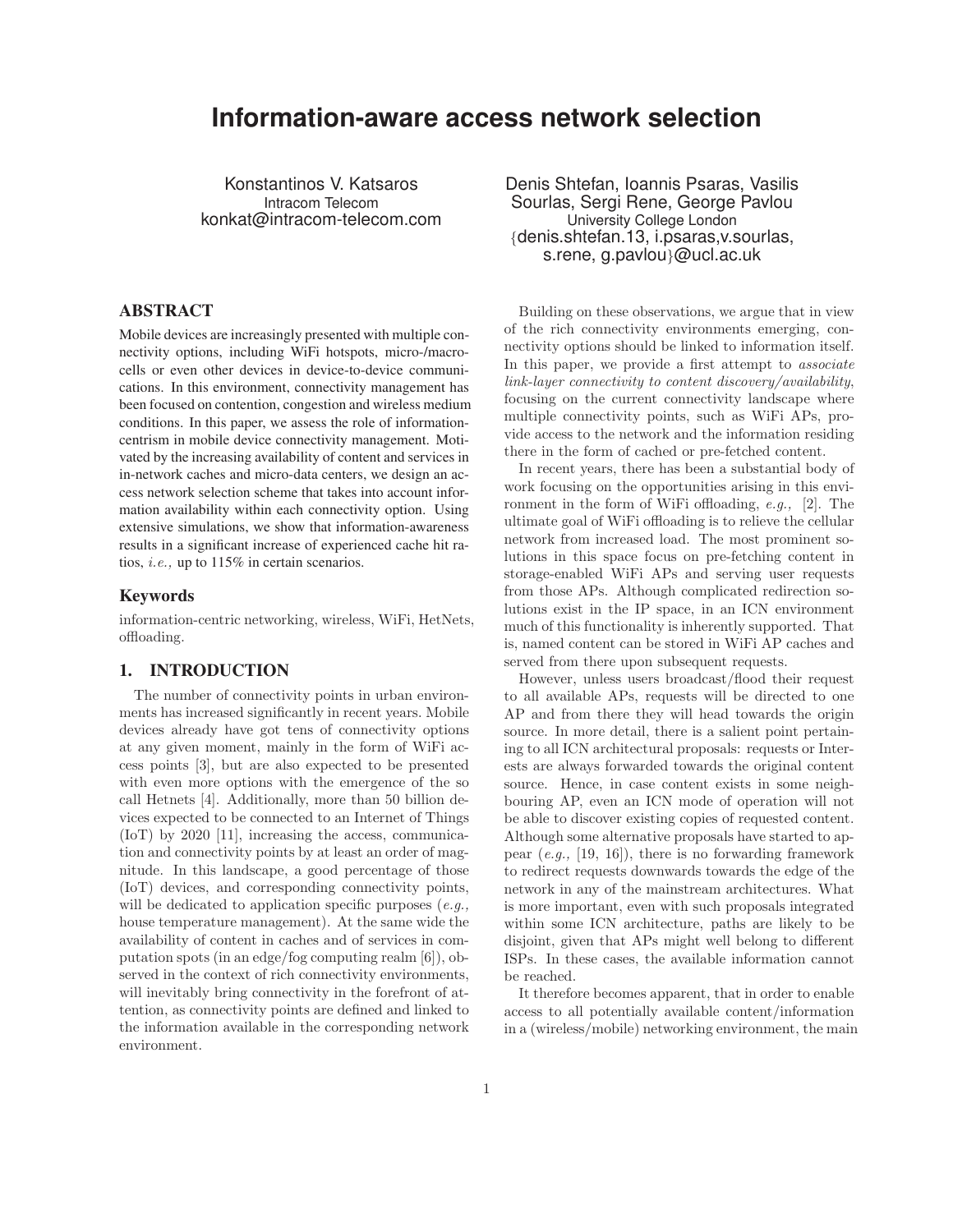# Information-aware access network selection

Konstantinos V. Katsaros
Intracom Telecom
konkat@intracom-telecom.com

Denis Shtefan, Ioannis Psaras, Vasilis Sourlas, Sergi Rene, George Pavlou
University College London
{denis.shtefan.13, i.psaras,v.sourlas, s.rene, g.pavlou}@ucl.ac.uk

## ABSTRACT

Mobile devices are increasingly presented with multiple connectivity options, including WiFi hotspots, micro-/macrocells or even other devices in device-to-device communications. In this environment, connectivity management has been focused on contention, congestion and wireless medium conditions. In this paper, we assess the role of information-centrism in mobile device connectivity management. Motivated by the increasing availability of content and services in in-network caches and micro-data centers, we design an access network selection scheme that takes into account information availability within each connectivity option. Using extensive simulations, we show that information-awareness results in a significant increase of experienced cache hit ratios, *i.e.,* up to 115% in certain scenarios.

### Keywords

information-centric networking, wireless, WiFi, HetNets, offloading.

## 1. INTRODUCTION

The number of connectivity points in urban environments has increased significantly in recent years. Mobile devices already have got tens of connectivity options at any given moment, mainly in the form of WiFi access points [3], but are also expected to be presented with even more options with the emergence of the so call Hetnets [4]. Additionally, more than 50 billion devices expected to be connected to an Internet of Things (IoT) by 2020 [11], increasing the access, communication and connectivity points by at least an order of magnitude. In this landscape, a good percentage of those (IoT) devices, and corresponding connectivity points, will be dedicated to application specific purposes (*e.g.,* house temperature management). At the same wide the availability of content in caches and of services in computation spots (in an edge/fog computing realm [6]), observed in the context of rich connectivity environments, will inevitably bring connectivity in the forefront of attention, as connectivity points are defined and linked to the information available in the corresponding network environment.

Building on these observations, we argue that in view of the rich connectivity environments emerging, connectivity options should be linked to information itself. In this paper, we provide a first attempt to *associate link-layer connectivity to content discovery/availability*, focusing on the current connectivity landscape where multiple connectivity points, such as WiFi APs, provide access to the network and the information residing there in the form of cached or pre-fetched content.

In recent years, there has been a substantial body of work focusing on the opportunities arising in this environment in the form of WiFi offloading, *e.g.,* [2]. The ultimate goal of WiFi offloading is to relieve the cellular network from increased load. The most prominent solutions in this space focus on pre-fetching content in storage-enabled WiFi APs and serving user requests from those APs. Although complicated redirection solutions exist in the IP space, in an ICN environment much of this functionality is inherently supported. That is, named content can be stored in WiFi AP caches and served from there upon subsequent requests.

However, unless users broadcast/flood their request to all available APs, requests will be directed to one AP and from there they will head towards the origin source. In more detail, there is a salient point pertaining to all ICN architectural proposals: requests or Interests are always forwarded towards the original content source. Hence, in case content exists in some neighbouring AP, even an ICN mode of operation will not be able to discover existing copies of requested content. Although some alternative proposals have started to appear (*e.g.,* [19, 16]), there is no forwarding framework to redirect requests downwards towards the edge of the network in any of the mainstream architectures. What is more important, even with such proposals integrated within some ICN architecture, paths are likely to be disjoint, given that APs might well belong to different ISPs. In these cases, the available information cannot be reached.

It therefore becomes apparent, that in order to enable access to all potentially available content/information in a (wireless/mobile) networking environment, the main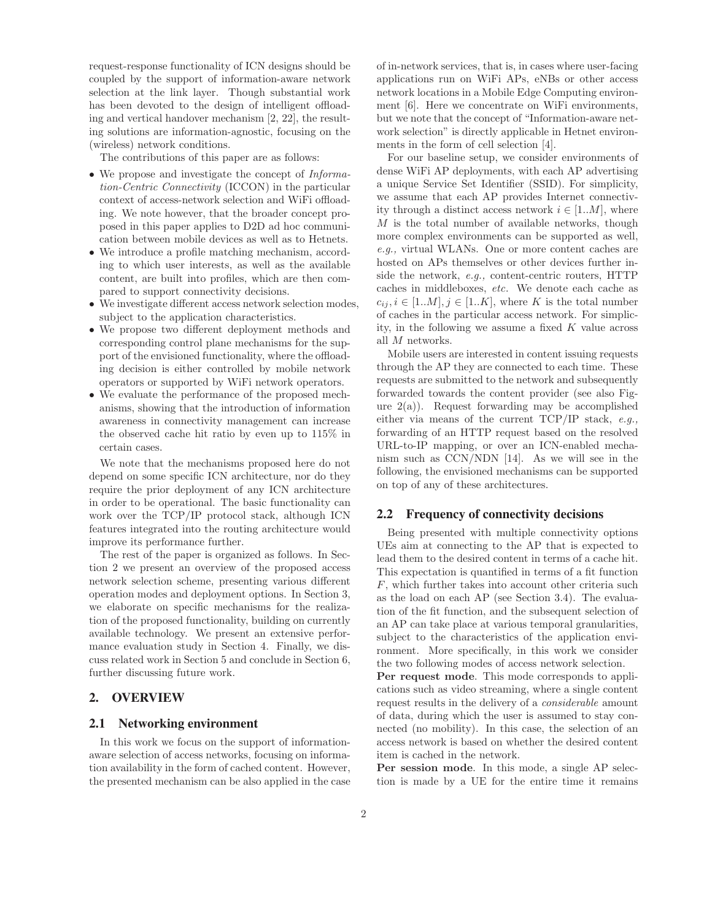request-response functionality of ICN designs should be coupled by the support of information-aware network selection at the link layer. Though substantial work has been devoted to the design of intelligent offloading and vertical handover mechanism [2, 22], the resulting solutions are information-agnostic, focusing on the (wireless) network conditions.

The contributions of this paper are as follows:

- We propose and investigate the concept of *Information-Centric Connectivity* (ICCON) in the particular context of access-network selection and WiFi offloading. We note however, that the broader concept proposed in this paper applies to D2D ad hoc communication between mobile devices as well as to Hetnets.
- We introduce a profile matching mechanism, according to which user interests, as well as the available content, are built into profiles, which are then compared to support connectivity decisions.
- We investigate different access network selection modes, subject to the application characteristics.
- We propose two different deployment methods and corresponding control plane mechanisms for the support of the envisioned functionality, where the offloading decision is either controlled by mobile network operators or supported by WiFi network operators.
- We evaluate the performance of the proposed mechanisms, showing that the introduction of information awareness in connectivity management can increase the observed cache hit ratio by even up to 115% in certain cases.

We note that the mechanisms proposed here do not depend on some specific ICN architecture, nor do they require the prior deployment of any ICN architecture in order to be operational. The basic functionality can work over the TCP/IP protocol stack, although ICN features integrated into the routing architecture would improve its performance further.

The rest of the paper is organized as follows. In Section 2 we present an overview of the proposed access network selection scheme, presenting various different operation modes and deployment options. In Section 3, we elaborate on specific mechanisms for the realization of the proposed functionality, building on currently available technology. We present an extensive performance evaluation study in Section 4. Finally, we discuss related work in Section 5 and conclude in Section 6, further discussing future work.

## 2. OVERVIEW

### 2.1 Networking environment

In this work we focus on the support of information-aware selection of access networks, focusing on information availability in the form of cached content. However, the presented mechanism can be also applied in the case of in-network services, that is, in cases where user-facing applications run on WiFi APs, eNBs or other access network locations in a Mobile Edge Computing environment [6]. Here we concentrate on WiFi environments, but we note that the concept of "Information-aware network selection" is directly applicable in Hetnet environments in the form of cell selection [4].

For our baseline setup, we consider environments of dense WiFi AP deployments, with each AP advertising a unique Service Set Identifier (SSID). For simplicity, we assume that each AP provides Internet connectivity through a distinct access network $i \in [1..M]$, where $M$ is the total number of available networks, though more complex environments can be supported as well, *e.g.,* virtual WLANs. One or more content caches are hosted on APs themselves or other devices further inside the network, *e.g.,* content-centric routers, HTTP caches in middleboxes, *etc.* We denote each cache as $c_{ij}, i \in [1..M], j \in [1..K]$, where $K$ is the total number of caches in the particular access network. For simplicity, in the following we assume a fixed $K$ value across all $M$ networks.

Mobile users are interested in content issuing requests through the AP they are connected to each time. These requests are submitted to the network and subsequently forwarded towards the content provider (see also Figure 2(a)). Request forwarding may be accomplished either via means of the current TCP/IP stack, *e.g.,* forwarding of an HTTP request based on the resolved URL-to-IP mapping, or over an ICN-enabled mechanism such as CCN/NDN [14]. As we will see in the following, the envisioned mechanisms can be supported on top of any of these architectures.

### 2.2 Frequency of connectivity decisions

Being presented with multiple connectivity options UEs aim at connecting to the AP that is expected to lead them to the desired content in terms of a cache hit. This expectation is quantified in terms of a fit function $F$, which further takes into account other criteria such as the load on each AP (see Section 3.4). The evaluation of the fit function, and the subsequent selection of an AP can take place at various temporal granularities, subject to the characteristics of the application environment. More specifically, in this work we consider the two following modes of access network selection.

**Per request mode**. This mode corresponds to applications such as video streaming, where a single content request results in the delivery of a *considerable* amount of data, during which the user is assumed to stay connected (no mobility). In this case, the selection of an access network is based on whether the desired content item is cached in the network.

**Per session mode**. In this mode, a single AP selection is made by a UE for the entire time it remains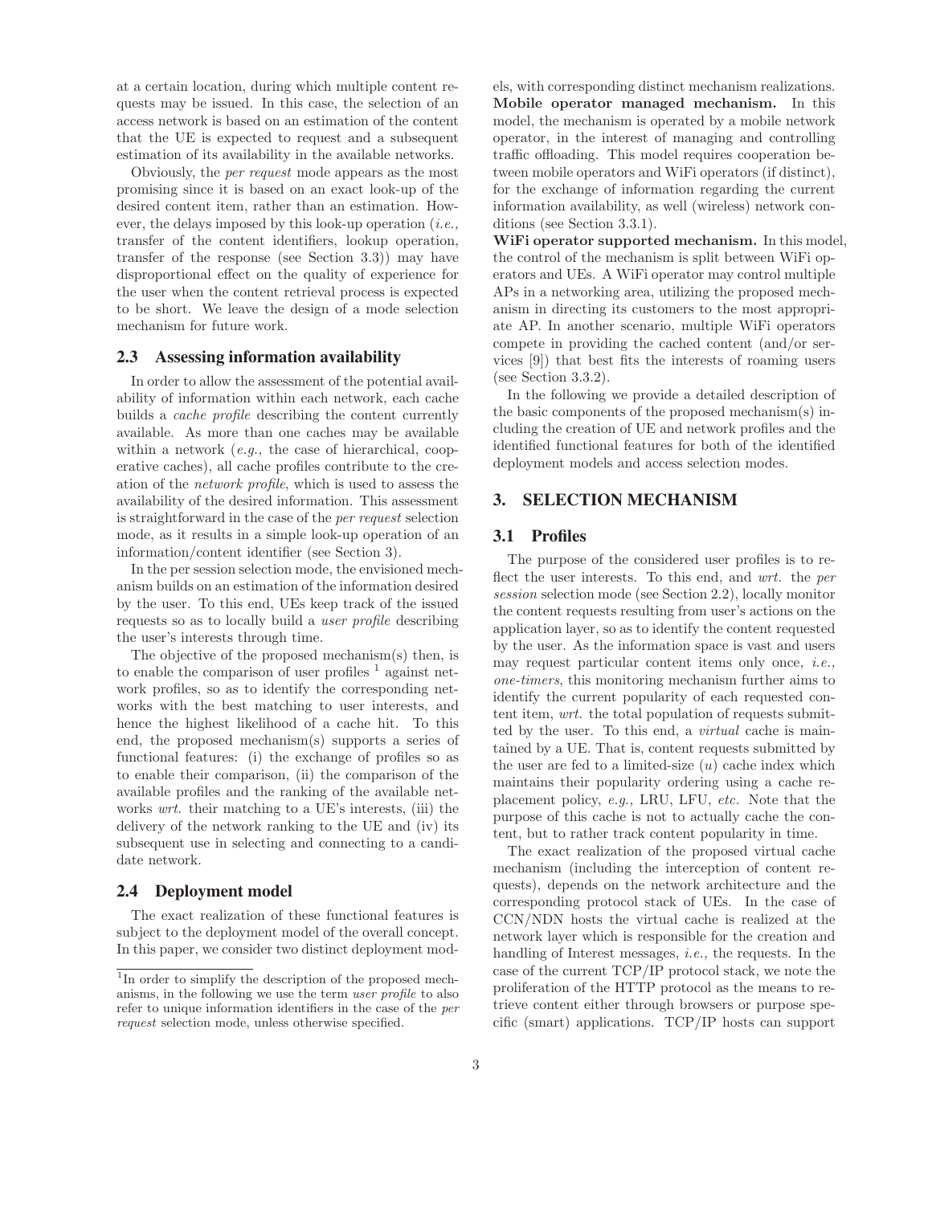at a certain location, during which multiple content requests may be issued. In this case, the selection of an access network is based on an estimation of the content that the UE is expected to request and a subsequent estimation of its availability in the available networks.

Obviously, the *per request* mode appears as the most promising since it is based on an exact look-up of the desired content item, rather than an estimation. However, the delays imposed by this look-up operation (*i.e.,* transfer of the content identifiers, lookup operation, transfer of the response (see Section 3.3)) may have disproportional effect on the quality of experience for the user when the content retrieval process is expected to be short. We leave the design of a mode selection mechanism for future work.

### 2.3 Assessing information availability

In order to allow the assessment of the potential availability of information within each network, each cache builds a *cache profile* describing the content currently available. As more than one caches may be available within a network (*e.g.,* the case of hierarchical, cooperative caches), all cache profiles contribute to the creation of the *network profile*, which is used to assess the availability of the desired information. This assessment is straightforward in the case of the *per request* selection mode, as it results in a simple look-up operation of an information/content identifier (see Section 3).

In the per session selection mode, the envisioned mechanism builds on an estimation of the information desired by the user. To this end, UEs keep track of the issued requests so as to locally build a *user profile* describing the user's interests through time.

The objective of the proposed mechanism(s) then, is to enable the comparison of user profiles [1] against network profiles, so as to identify the corresponding networks with the best matching to user interests, and hence the highest likelihood of a cache hit. To this end, the proposed mechanism(s) supports a series of functional features: (i) the exchange of profiles so as to enable their comparison, (ii) the comparison of the available profiles and the ranking of the available networks *wrt.* their matching to a UE's interests, (iii) the delivery of the network ranking to the UE and (iv) its subsequent use in selecting and connecting to a candidate network.

### 2.4 Deployment model

The exact realization of these functional features is subject to the deployment model of the overall concept. In this paper, we consider two distinct deployment models, with corresponding distinct mechanism realizations.

**Mobile operator managed mechanism.** In this model, the mechanism is operated by a mobile network operator, in the interest of managing and controlling traffic offloading. This model requires cooperation between mobile operators and WiFi operators (if distinct), for the exchange of information regarding the current information availability, as well (wireless) network conditions (see Section 3.3.1).

**WiFi operator supported mechanism.** In this model, the control of the mechanism is split between WiFi operators and UEs. A WiFi operator may control multiple APs in a networking area, utilizing the proposed mechanism in directing its customers to the most appropriate AP. In another scenario, multiple WiFi operators compete in providing the cached content (and/or services [9]) that best fits the interests of roaming users (see Section 3.3.2).

In the following we provide a detailed description of the basic components of the proposed mechanism(s) including the creation of UE and network profiles and the identified functional features for both of the identified deployment models and access selection modes.

## 3. SELECTION MECHANISM

### 3.1 Profiles

The purpose of the considered user profiles is to reflect the user interests. To this end, and *wrt.* the *per session* selection mode (see Section 2.2), locally monitor the content requests resulting from user's actions on the application layer, so as to identify the content requested by the user. As the information space is vast and users may request particular content items only once, *i.e., one-timers*, this monitoring mechanism further aims to identify the current popularity of each requested content item, *wrt.* the total population of requests submitted by the user. To this end, a *virtual* cache is maintained by a UE. That is, content requests submitted by the user are fed to a limited-size ($u$) cache index which maintains their popularity ordering using a cache replacement policy, *e.g.,* LRU, LFU, *etc.* Note that the purpose of this cache is not to actually cache the content, but to rather track content popularity in time.

The exact realization of the proposed virtual cache mechanism (including the interception of content requests), depends on the network architecture and the corresponding protocol stack of UEs. In the case of CCN/NDN hosts the virtual cache is realized at the network layer which is responsible for the creation and handling of Interest messages, *i.e.,* the requests. In the case of the current TCP/IP protocol stack, we note the proliferation of the HTTP protocol as the means to retrieve content either through browsers or purpose specific (smart) applications. TCP/IP hosts can support

[1] In order to simplify the description of the proposed mechanisms, in the following we use the term *user profile* to also refer to unique information identifiers in the case of the *per request* selection mode, unless otherwise specified.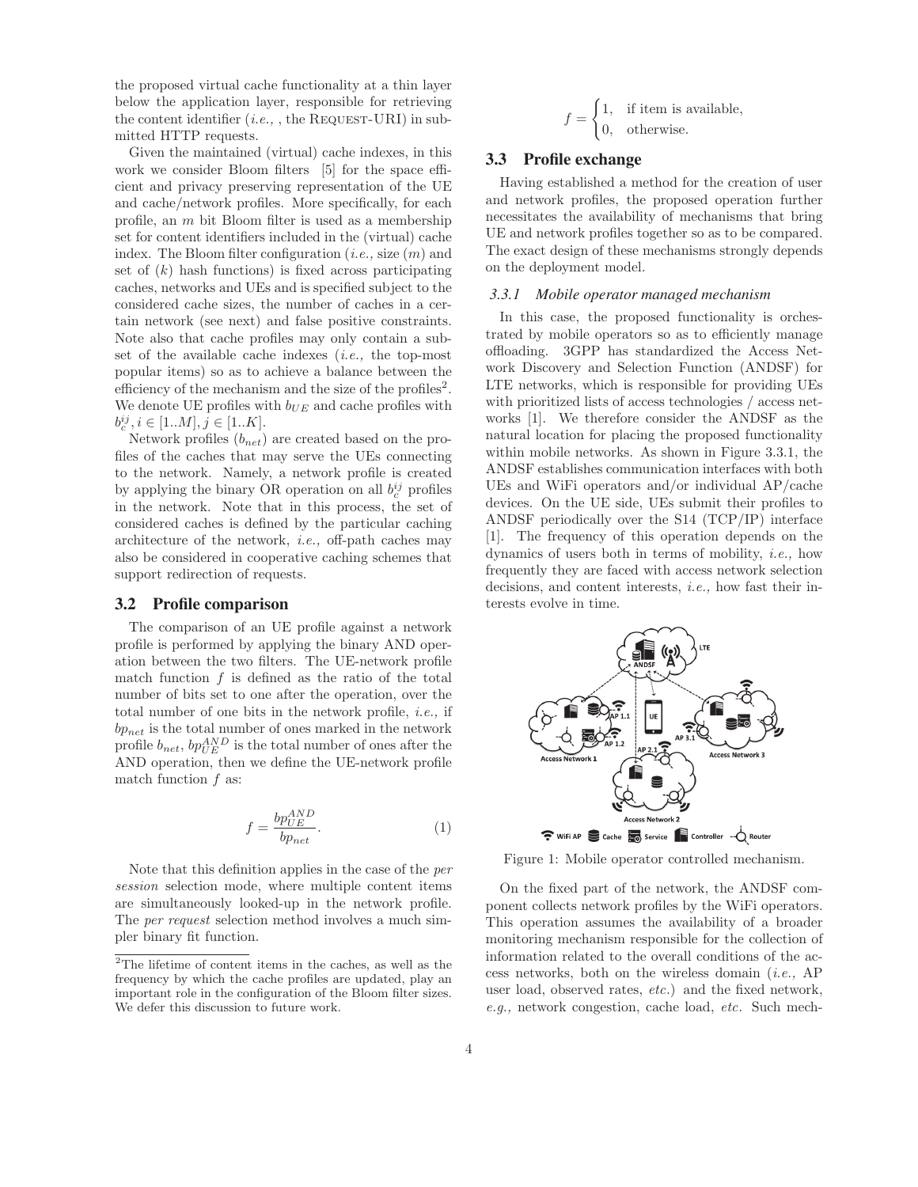the proposed virtual cache functionality at a thin layer below the application layer, responsible for retrieving the content identifier (*i.e.,* , the REQUEST-URI) in submitted HTTP requests.

Given the maintained (virtual) cache indexes, in this work we consider Bloom filters [5] for the space efficient and privacy preserving representation of the UE and cache/network profiles. More specifically, for each profile, an $m$ bit Bloom filter is used as a membership set for content identifiers included in the (virtual) cache index. The Bloom filter configuration (*i.e.,* size ($m$) and set of ($k$) hash functions) is fixed across participating caches, networks and UEs and is specified subject to the considered cache sizes, the number of caches in a certain network (see next) and false positive constraints. Note also that cache profiles may only contain a subset of the available cache indexes (*i.e.,* the top-most popular items) so as to achieve a balance between the efficiency of the mechanism and the size of the profiles[2]. We denote UE profiles with $b_{UE}$ and cache profiles with $b_c^{ij}, i \in [1..M], j \in [1..K]$.

Network profiles ($b_{net}$) are created based on the profiles of the caches that may serve the UEs connecting to the network. Namely, a network profile is created by applying the binary OR operation on all $b_c^{ij}$ profiles in the network. Note that in this process, the set of considered caches is defined by the particular caching architecture of the network, *i.e.,* off-path caches may also be considered in cooperative caching schemes that support redirection of requests.

## 3.2 Profile comparison

The comparison of an UE profile against a network profile is performed by applying the binary AND operation between the two filters. The UE-network profile match function $f$ is defined as the ratio of the total number of bits set to one after the operation, over the total number of one bits in the network profile, *i.e.,* if $bp_{net}$ is the total number of ones marked in the network profile $b_{net}$, $bp_{UE}^{AND}$ is the total number of ones after the AND operation, then we define the UE-network profile match function $f$ as:

$$f = \frac{bp_{UE}^{AND}}{bp_{net}}. \quad (1)$$

Note that this definition applies in the case of the *per session* selection mode, where multiple content items are simultaneously looked-up in the network profile. The *per request* selection method involves a much simpler binary fit function.

$$f = \begin{cases} 1, & \text{if item is available,} \\ 0, & \text{otherwise.} \end{cases}$$

## 3.3 Profile exchange

Having established a method for the creation of user and network profiles, the proposed operation further necessitates the availability of mechanisms that bring UE and network profiles together so as to be compared. The exact design of these mechanisms strongly depends on the deployment model.

### 3.3.1 Mobile operator managed mechanism

In this case, the proposed functionality is orchestrated by mobile operators so as to efficiently manage offloading. 3GPP has standardized the Access Network Discovery and Selection Function (ANDSF) for LTE networks, which is responsible for providing UEs with prioritized lists of access technologies / access networks [1]. We therefore consider the ANDSF as the natural location for placing the proposed functionality within mobile networks. As shown in Figure 3.3.1, the ANDSF establishes communication interfaces with both UEs and WiFi operators and/or individual AP/cache devices. On the UE side, UEs submit their profiles to ANDSF periodically over the S14 (TCP/IP) interface [1]. The frequency of this operation depends on the dynamics of users both in terms of mobility, *i.e.,* how frequently they are faced with access network selection decisions, and content interests, *i.e.,* how fast their interests evolve in time.

Figure 1: Mobile operator controlled mechanism.

On the fixed part of the network, the ANDSF component collects network profiles by the WiFi operators. This operation assumes the availability of a broader monitoring mechanism responsible for the collection of information related to the overall conditions of the access networks, both on the wireless domain (*i.e.,* AP user load, observed rates, *etc.*) and the fixed network, *e.g.,* network congestion, cache load, *etc.* Such mech-

[2] The lifetime of content items in the caches, as well as the frequency by which the cache profiles are updated, play an important role in the configuration of the Bloom filter sizes. We defer this discussion to future work.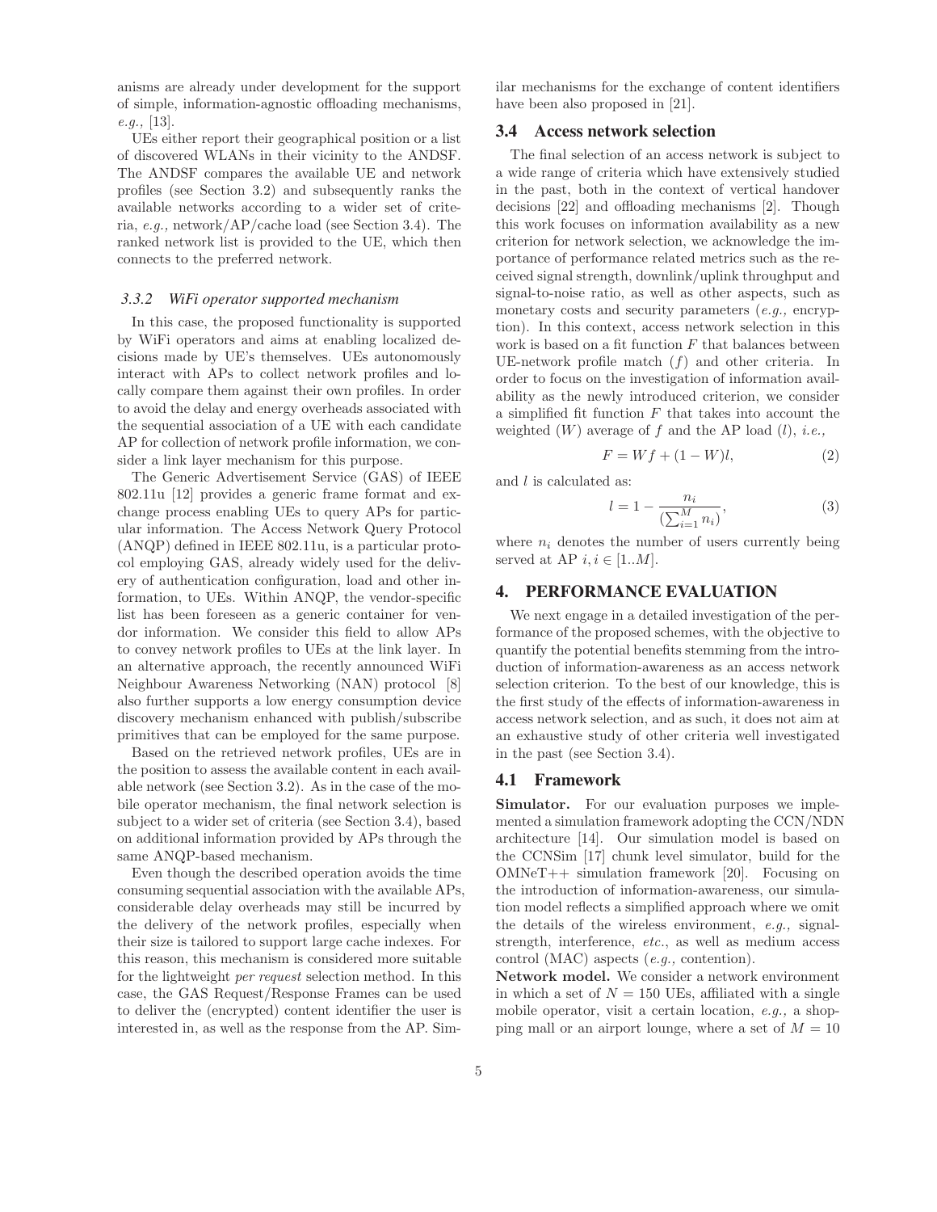anisms are already under development for the support of simple, information-agnostic offloading mechanisms, *e.g.,* [13].

UEs either report their geographical position or a list of discovered WLANs in their vicinity to the ANDSF. The ANDSF compares the available UE and network profiles (see Section 3.2) and subsequently ranks the available networks according to a wider set of criteria, *e.g.,* network/AP/cache load (see Section 3.4). The ranked network list is provided to the UE, which then connects to the preferred network.

#### *3.3.2 WiFi operator supported mechanism*

In this case, the proposed functionality is supported by WiFi operators and aims at enabling localized decisions made by UE's themselves. UEs autonomously interact with APs to collect network profiles and locally compare them against their own profiles. In order to avoid the delay and energy overheads associated with the sequential association of a UE with each candidate AP for collection of network profile information, we consider a link layer mechanism for this purpose.

The Generic Advertisement Service (GAS) of IEEE 802.11u [12] provides a generic frame format and exchange process enabling UEs to query APs for particular information. The Access Network Query Protocol (ANQP) defined in IEEE 802.11u, is a particular protocol employing GAS, already widely used for the delivery of authentication configuration, load and other information, to UEs. Within ANQP, the vendor-specific list has been foreseen as a generic container for vendor information. We consider this field to allow APs to convey network profiles to UEs at the link layer. In an alternative approach, the recently announced WiFi Neighbour Awareness Networking (NAN) protocol [8] also further supports a low energy consumption device discovery mechanism enhanced with publish/subscribe primitives that can be employed for the same purpose.

Based on the retrieved network profiles, UEs are in the position to assess the available content in each available network (see Section 3.2). As in the case of the mobile operator mechanism, the final network selection is subject to a wider set of criteria (see Section 3.4), based on additional information provided by APs through the same ANQP-based mechanism.

Even though the described operation avoids the time consuming sequential association with the available APs, considerable delay overheads may still be incurred by the delivery of the network profiles, especially when their size is tailored to support large cache indexes. For this reason, this mechanism is considered more suitable for the lightweight *per request* selection method. In this case, the GAS Request/Response Frames can be used to deliver the (encrypted) content identifier the user is interested in, as well as the response from the AP. Similar mechanisms for the exchange of content identifiers have been also proposed in [21].

### 3.4 Access network selection

The final selection of an access network is subject to a wide range of criteria which have extensively studied in the past, both in the context of vertical handover decisions [22] and offloading mechanisms [2]. Though this work focuses on information availability as a new criterion for network selection, we acknowledge the importance of performance related metrics such as the received signal strength, downlink/uplink throughput and signal-to-noise ratio, as well as other aspects, such as monetary costs and security parameters (*e.g.,* encryption). In this context, access network selection in this work is based on a fit function $F$ that balances between UE-network profile match ($f$) and other criteria. In order to focus on the investigation of information availability as the newly introduced criterion, we consider a simplified fit function $F$ that takes into account the weighted ($W$) average of $f$ and the AP load ($l$), *i.e.,*

$$F = Wf + (1 - W)l, \tag{2}$$

and $l$ is calculated as:

$$l = 1 - \frac{n_i}{(\sum_{i=1}^{M} n_i)}, \tag{3}$$

where $n_i$ denotes the number of users currently being served at AP $i, i \in [1..M]$.

## 4. PERFORMANCE EVALUATION

We next engage in a detailed investigation of the performance of the proposed schemes, with the objective to quantify the potential benefits stemming from the introduction of information-awareness as an access network selection criterion. To the best of our knowledge, this is the first study of the effects of information-awareness in access network selection, and as such, it does not aim at an exhaustive study of other criteria well investigated in the past (see Section 3.4).

### 4.1 Framework

**Simulator.** For our evaluation purposes we implemented a simulation framework adopting the CCN/NDN architecture [14]. Our simulation model is based on the CCNSim [17] chunk level simulator, build for the OMNeT++ simulation framework [20]. Focusing on the introduction of information-awareness, our simulation model reflects a simplified approach where we omit the details of the wireless environment, *e.g.,* signal-strength, interference, *etc.*, as well as medium access control (MAC) aspects (*e.g.,* contention).

**Network model.** We consider a network environment in which a set of $N = 150$ UEs, affiliated with a single mobile operator, visit a certain location, *e.g.,* a shopping mall or an airport lounge, where a set of $M = 10$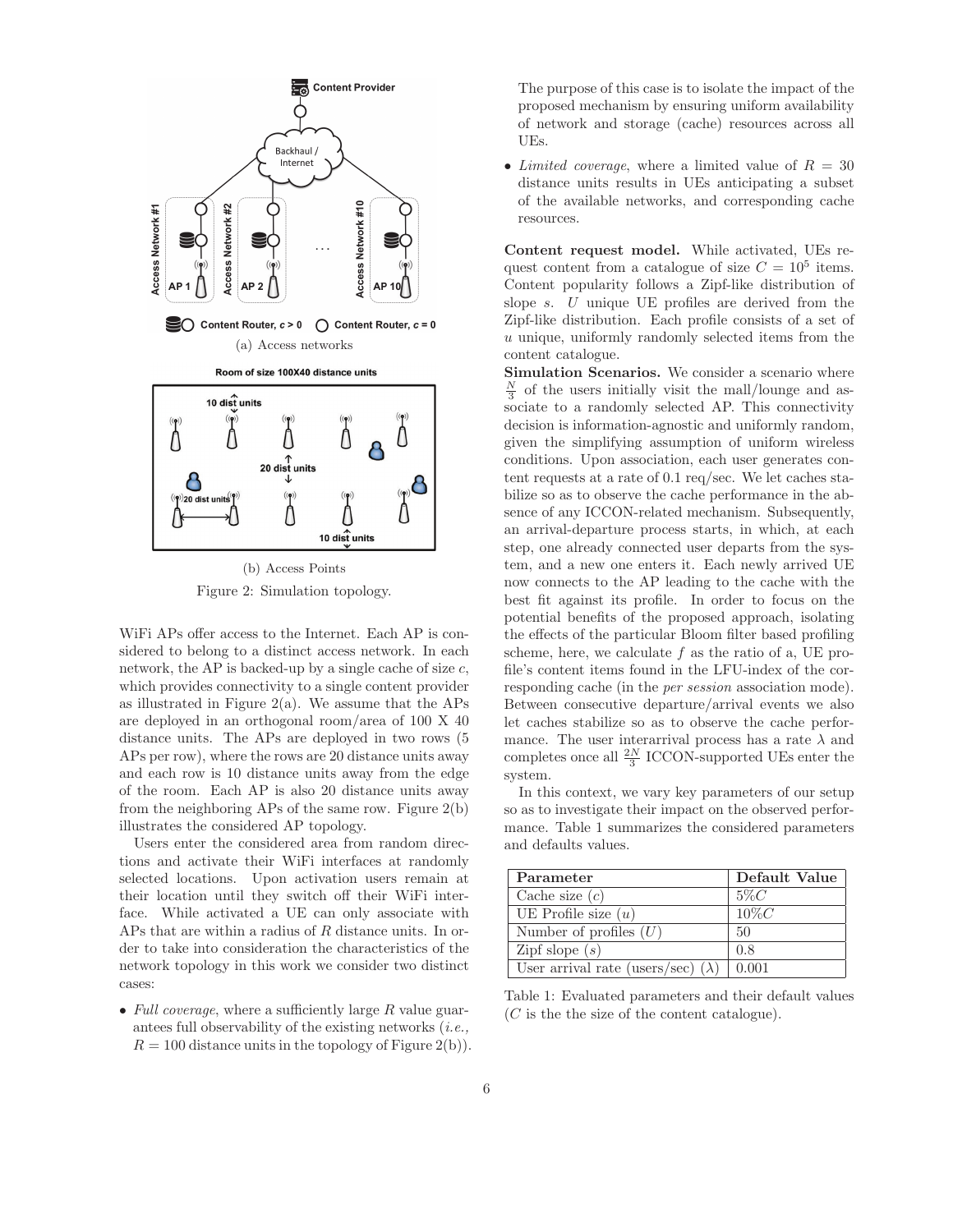(a) Access networks

(b) Access Points

Figure 2: Simulation topology.

WiFi APs offer access to the Internet. Each AP is considered to belong to a distinct access network. In each network, the AP is backed-up by a single cache of size $c$, which provides connectivity to a single content provider as illustrated in Figure 2(a). We assume that the APs are deployed in an orthogonal room/area of 100 X 40 distance units. The APs are deployed in two rows (5 APs per row), where the rows are 20 distance units away and each row is 10 distance units away from the edge of the room. Each AP is also 20 distance units away from the neighboring APs of the same row. Figure 2(b) illustrates the considered AP topology.

Users enter the considered area from random directions and activate their WiFi interfaces at randomly selected locations. Upon activation users remain at their location until they switch off their WiFi interface. While activated a UE can only associate with APs that are within a radius of $R$ distance units. In order to take into consideration the characteristics of the network topology in this work we consider two distinct cases:

- *Full coverage*, where a sufficiently large $R$ value guarantees full observability of the existing networks (*i.e.,* $R = 100$ distance units in the topology of Figure 2(b)). The purpose of this case is to isolate the impact of the proposed mechanism by ensuring uniform availability of network and storage (cache) resources across all UEs.
- *Limited coverage*, where a limited value of $R = 30$ distance units results in UEs anticipating a subset of the available networks, and corresponding cache resources.

**Content request model.** While activated, UEs request content from a catalogue of size $C = 10^5$ items. Content popularity follows a Zipf-like distribution of slope $s$. $U$ unique UE profiles are derived from the Zipf-like distribution. Each profile consists of a set of $u$ unique, uniformly randomly selected items from the content catalogue.

**Simulation Scenarios.** We consider a scenario where $\frac{N}{3}$ of the users initially visit the mall/lounge and associate to a randomly selected AP. This connectivity decision is information-agnostic and uniformly random, given the simplifying assumption of uniform wireless conditions. Upon association, each user generates content requests at a rate of 0.1 req/sec. We let caches stabilize so as to observe the cache performance in the absence of any ICCON-related mechanism. Subsequently, an arrival-departure process starts, in which, at each step, one already connected user departs from the system, and a new one enters it. Each newly arrived UE now connects to the AP leading to the cache with the best fit against its profile. In order to focus on the potential benefits of the proposed approach, isolating the effects of the particular Bloom filter based profiling scheme, here, we calculate $f$ as the ratio of a, UE profile's content items found in the LFU-index of the corresponding cache (in the *per session* association mode). Between consecutive departure/arrival events we also let caches stabilize so as to observe the cache performance. The user interarrival process has a rate $\lambda$ and completes once all $\frac{2N}{3}$ ICCON-supported UEs enter the system.

In this context, we vary key parameters of our setup so as to investigate their impact on the observed performance. Table 1 summarizes the considered parameters and defaults values.

| Parameter | Default Value |
| --- | --- |
| Cache size ($c$) | $5\%C$ |
| UE Profile size ($u$) | $10\%C$ |
| Number of profiles ($U$) | 50 |
| Zipf slope ($s$) | 0.8 |
| User arrival rate (users/sec) ($\lambda$) | 0.001 |

Table 1: Evaluated parameters and their default values ($C$ is the the size of the content catalogue).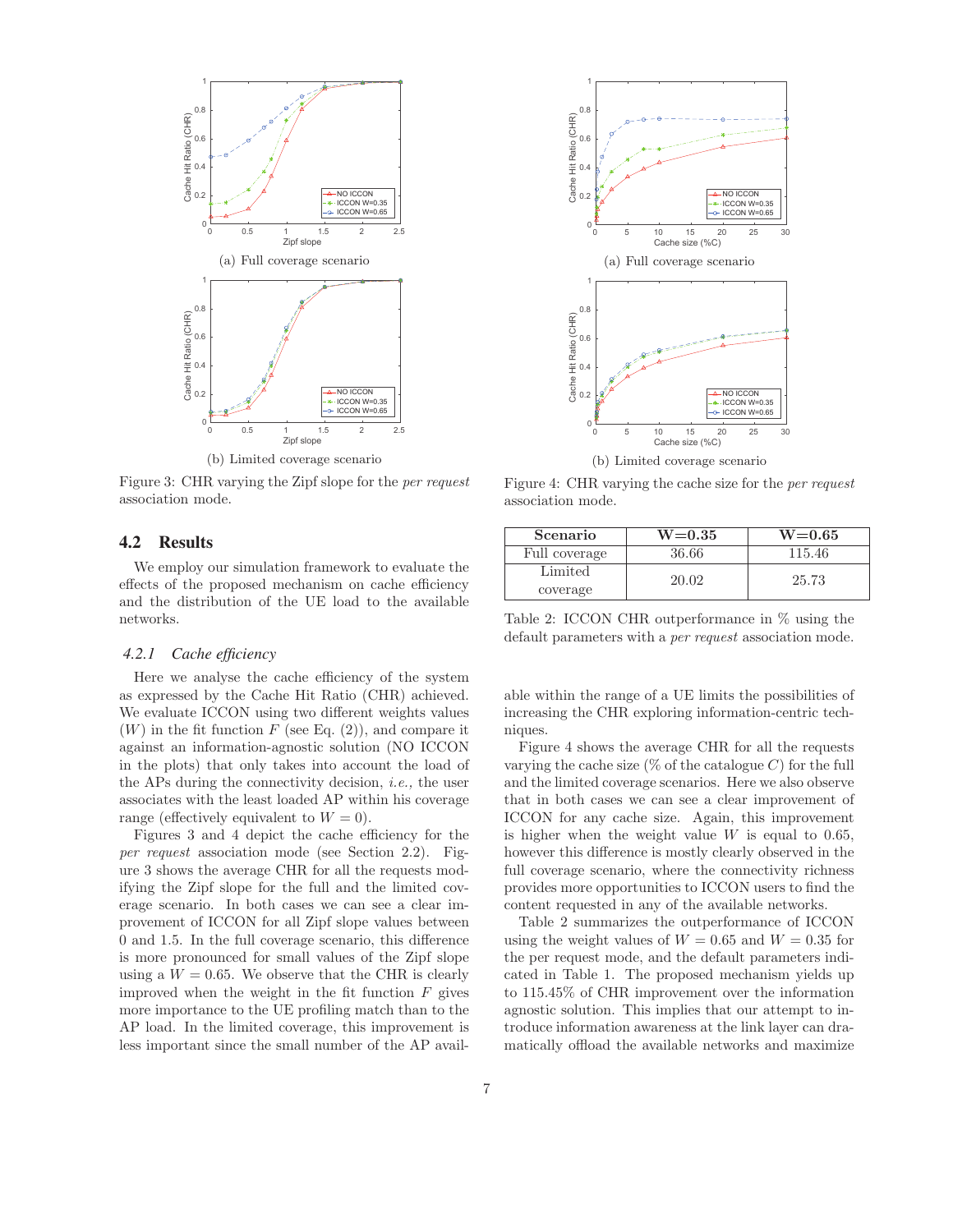Figure 3: CHR varying the Zipf slope for the *per request* association mode.

(a) Full coverage scenario

(b) Limited coverage scenario

Figure 4: CHR varying the cache size for the *per request* association mode.

(a) Full coverage scenario

(b) Limited coverage scenario

## 4.2 Results

We employ our simulation framework to evaluate the effects of the proposed mechanism on cache efficiency and the distribution of the UE load to the available networks.

### 4.2.1 Cache efficiency

Here we analyse the cache efficiency of the system as expressed by the Cache Hit Ratio (CHR) achieved. We evaluate ICCON using two different weights values ($W$) in the fit function $F$ (see Eq. (2)), and compare it against an information-agnostic solution (NO ICCON in the plots) that only takes into account the load of the APs during the connectivity decision, *i.e.,* the user associates with the least loaded AP within his coverage range (effectively equivalent to $W = 0$).

Figures 3 and 4 depict the cache efficiency for the *per request* association mode (see Section 2.2). Figure 3 shows the average CHR for all the requests modifying the Zipf slope for the full and the limited coverage scenario. In both cases we can see a clear improvement of ICCON for all Zipf slope values between 0 and 1.5. In the full coverage scenario, this difference is more pronounced for small values of the Zipf slope using a $W = 0.65$. We observe that the CHR is clearly improved when the weight in the fit function $F$ gives more importance to the UE profiling match than to the AP load. In the limited coverage, this improvement is less important since the small number of the AP available within the range of a UE limits the possibilities of increasing the CHR exploring information-centric techniques.

Figure 4 shows the average CHR for all the requests varying the cache size (% of the catalogue $C$) for the full and the limited coverage scenarios. Here we also observe that in both cases we can see a clear improvement of ICCON for any cache size. Again, this improvement is higher when the weight value $W$ is equal to 0.65, however this difference is mostly clearly observed in the full coverage scenario, where the connectivity richness provides more opportunities to ICCON users to find the content requested in any of the available networks.

| Scenario | W=0.35 | W=0.65 |
|---|---|---|
| Full coverage | 36.66 | 115.46 |
| Limited coverage | 20.02 | 25.73 |

Table 2: ICCON CHR outperformance in % using the default parameters with a *per request* association mode.

Table 2 summarizes the outperformance of ICCON using the weight values of $W = 0.65$ and $W = 0.35$ for the per request mode, and the default parameters indicated in Table 1. The proposed mechanism yields up to 115.45% of CHR improvement over the information agnostic solution. This implies that our attempt to introduce information awareness at the link layer can dramatically offload the available networks and maximize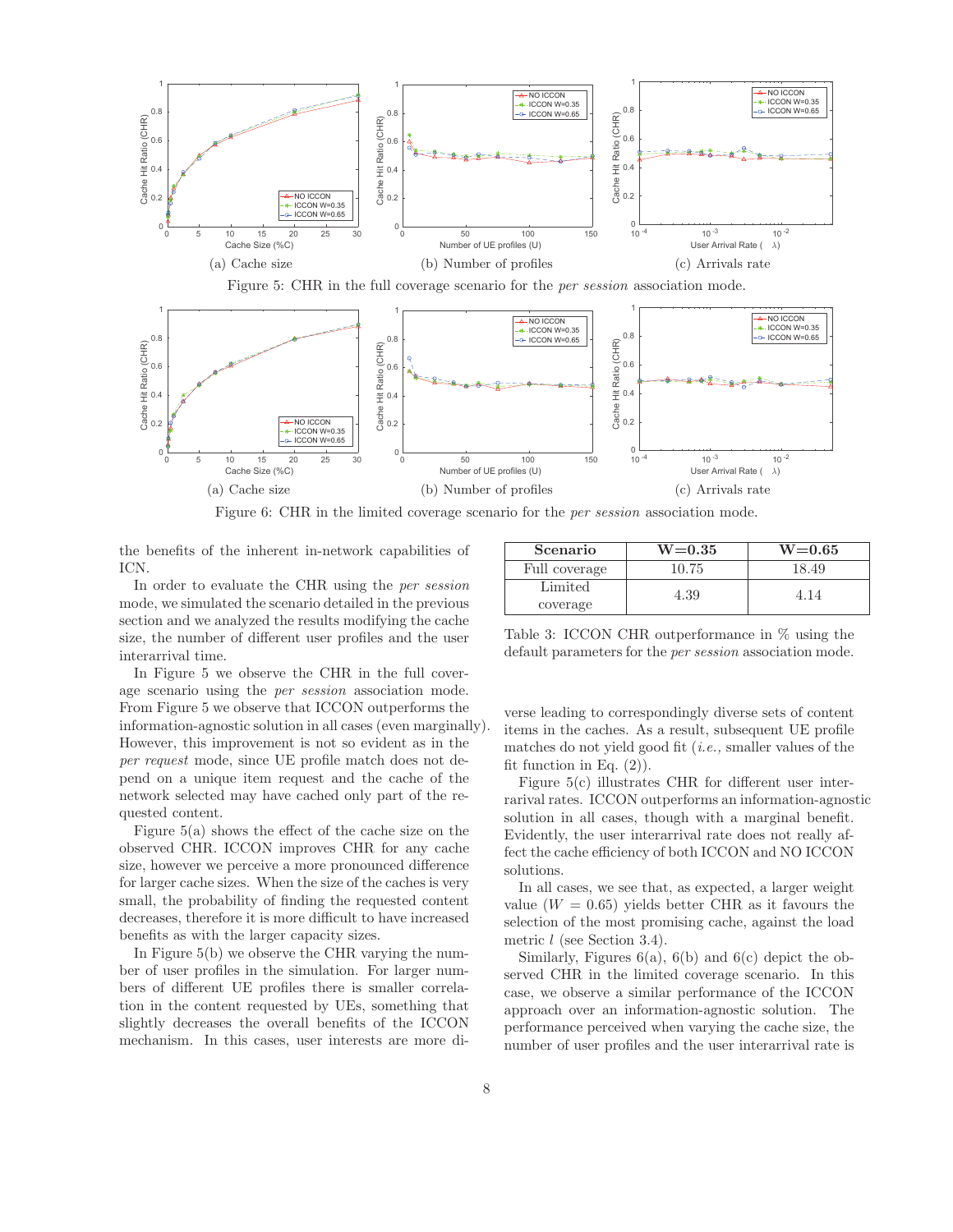(a) Cache size

(b) Number of profiles

(c) Arrivals rate

Figure 5: CHR in the full coverage scenario for the *per session* association mode.

(a) Cache size

(b) Number of profiles

(c) Arrivals rate

Figure 6: CHR in the limited coverage scenario for the *per session* association mode.

the benefits of the inherent in-network capabilities of ICN.

In order to evaluate the CHR using the *per session* mode, we simulated the scenario detailed in the previous section and we analyzed the results modifying the cache size, the number of different user profiles and the user interarrival time.

In Figure 5 we observe the CHR in the full coverage scenario using the *per session* association mode. From Figure 5 we observe that ICCON outperforms the information-agnostic solution in all cases (even marginally). However, this improvement is not so evident as in the *per request* mode, since UE profile match does not depend on a unique item request and the cache of the network selected may have cached only part of the requested content.

Figure 5(a) shows the effect of the cache size on the observed CHR. ICCON improves CHR for any cache size, however we perceive a more pronounced difference for larger cache sizes. When the size of the caches is very small, the probability of finding the requested content decreases, therefore it is more difficult to have increased benefits as with the larger capacity sizes.

In Figure 5(b) we observe the CHR varying the number of user profiles in the simulation. For larger numbers of different UE profiles there is smaller correlation in the content requested by UEs, something that slightly decreases the overall benefits of the ICCON mechanism. In this cases, user interests are more diverse leading to correspondingly diverse sets of content items in the caches. As a result, subsequent UE profile matches do not yield good fit (*i.e.,* smaller values of the fit function in Eq. (2)).

| Scenario | W=0.35 | W=0.65 |
|---|---|---|
| Full coverage | 10.75 | 18.49 |
| Limited coverage | 4.39 | 4.14 |

Table 3: ICCON CHR outperformance in % using the default parameters for the *per session* association mode.

Figure 5(c) illustrates CHR for different user interarrival rates. ICCON outperforms an information-agnostic solution in all cases, though with a marginal benefit. Evidently, the user interarrival rate does not really affect the cache efficiency of both ICCON and NO ICCON solutions.

In all cases, we see that, as expected, a larger weight value ($W = 0.65$) yields better CHR as it favours the selection of the most promising cache, against the load metric $l$ (see Section 3.4).

Similarly, Figures 6(a), 6(b) and 6(c) depict the observed CHR in the limited coverage scenario. In this case, we observe a similar performance of the ICCON approach over an information-agnostic solution. The performance perceived when varying the cache size, the number of user profiles and the user interarrival rate is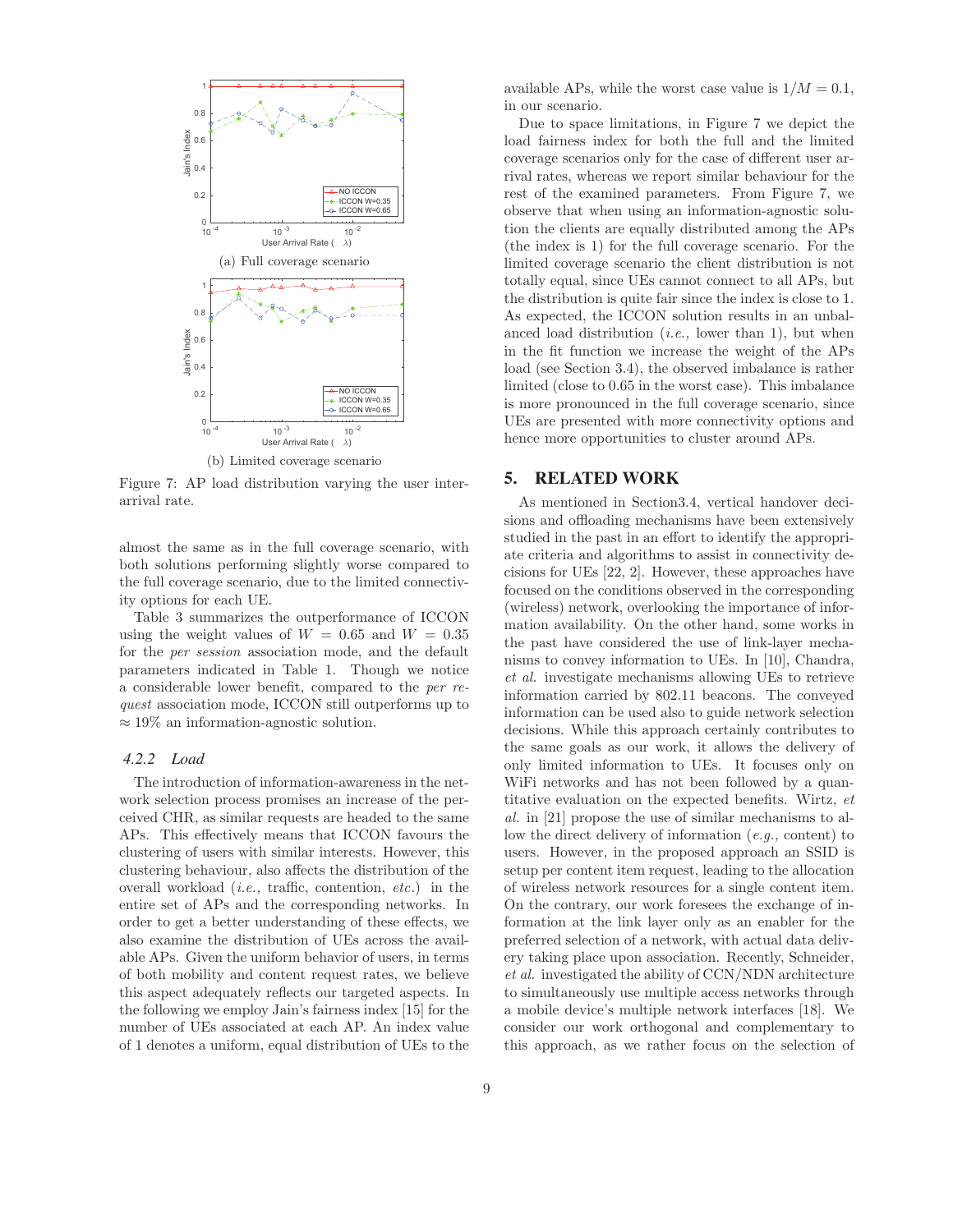(a) Full coverage scenario

(b) Limited coverage scenario

Figure 7: AP load distribution varying the user inter-arrival rate.

almost the same as in the full coverage scenario, with both solutions performing slightly worse compared to the full coverage scenario, due to the limited connectivity options for each UE.

Table 3 summarizes the outperformance of ICCON using the weight values of $W = 0.65$ and $W = 0.35$ for the *per session* association mode, and the default parameters indicated in Table 1. Though we notice a considerable lower benefit, compared to the *per request* association mode, ICCON still outperforms up to $\approx 19\%$ an information-agnostic solution.

#### 4.2.2 Load

The introduction of information-awareness in the network selection process promises an increase of the perceived CHR, as similar requests are headed to the same APs. This effectively means that ICCON favours the clustering of users with similar interests. However, this clustering behaviour, also affects the distribution of the overall workload (*i.e.,* traffic, contention, *etc.*) in the entire set of APs and the corresponding networks. In order to get a better understanding of these effects, we also examine the distribution of UEs across the available APs. Given the uniform behavior of users, in terms of both mobility and content request rates, we believe this aspect adequately reflects our targeted aspects. In the following we employ Jain's fairness index [15] for the number of UEs associated at each AP. An index value of 1 denotes a uniform, equal distribution of UEs to the available APs, while the worst case value is $1/M = 0.1$, in our scenario.

Due to space limitations, in Figure 7 we depict the load fairness index for both the full and the limited coverage scenarios only for the case of different user arrival rates, whereas we report similar behaviour for the rest of the examined parameters. From Figure 7, we observe that when using an information-agnostic solution the clients are equally distributed among the APs (the index is 1) for the full coverage scenario. For the limited coverage scenario the client distribution is not totally equal, since UEs cannot connect to all APs, but the distribution is quite fair since the index is close to 1. As expected, the ICCON solution results in an unbalanced load distribution (*i.e.,* lower than 1), but when in the fit function we increase the weight of the APs load (see Section 3.4), the observed imbalance is rather limited (close to 0.65 in the worst case). This imbalance is more pronounced in the full coverage scenario, since UEs are presented with more connectivity options and hence more opportunities to cluster around APs.

## 5. RELATED WORK

As mentioned in Section3.4, vertical handover decisions and offloading mechanisms have been extensively studied in the past in an effort to identify the appropriate criteria and algorithms to assist in connectivity decisions for UEs [22, 2]. However, these approaches have focused on the conditions observed in the corresponding (wireless) network, overlooking the importance of information availability. On the other hand, some works in the past have considered the use of link-layer mechanisms to convey information to UEs. In [10], Chandra, *et al.* investigate mechanisms allowing UEs to retrieve information carried by 802.11 beacons. The conveyed information can be used also to guide network selection decisions. While this approach certainly contributes to the same goals as our work, it allows the delivery of only limited information to UEs. It focuses only on WiFi networks and has not been followed by a quantitative evaluation on the expected benefits. Wirtz, *et al.* in [21] propose the use of similar mechanisms to allow the direct delivery of information (*e.g.,* content) to users. However, in the proposed approach an SSID is setup per content item request, leading to the allocation of wireless network resources for a single content item. On the contrary, our work foresees the exchange of information at the link layer only as an enabler for the preferred selection of a network, with actual data delivery taking place upon association. Recently, Schneider, *et al.* investigated the ability of CCN/NDN architecture to simultaneously use multiple access networks through a mobile device's multiple network interfaces [18]. We consider our work orthogonal and complementary to this approach, as we rather focus on the selection of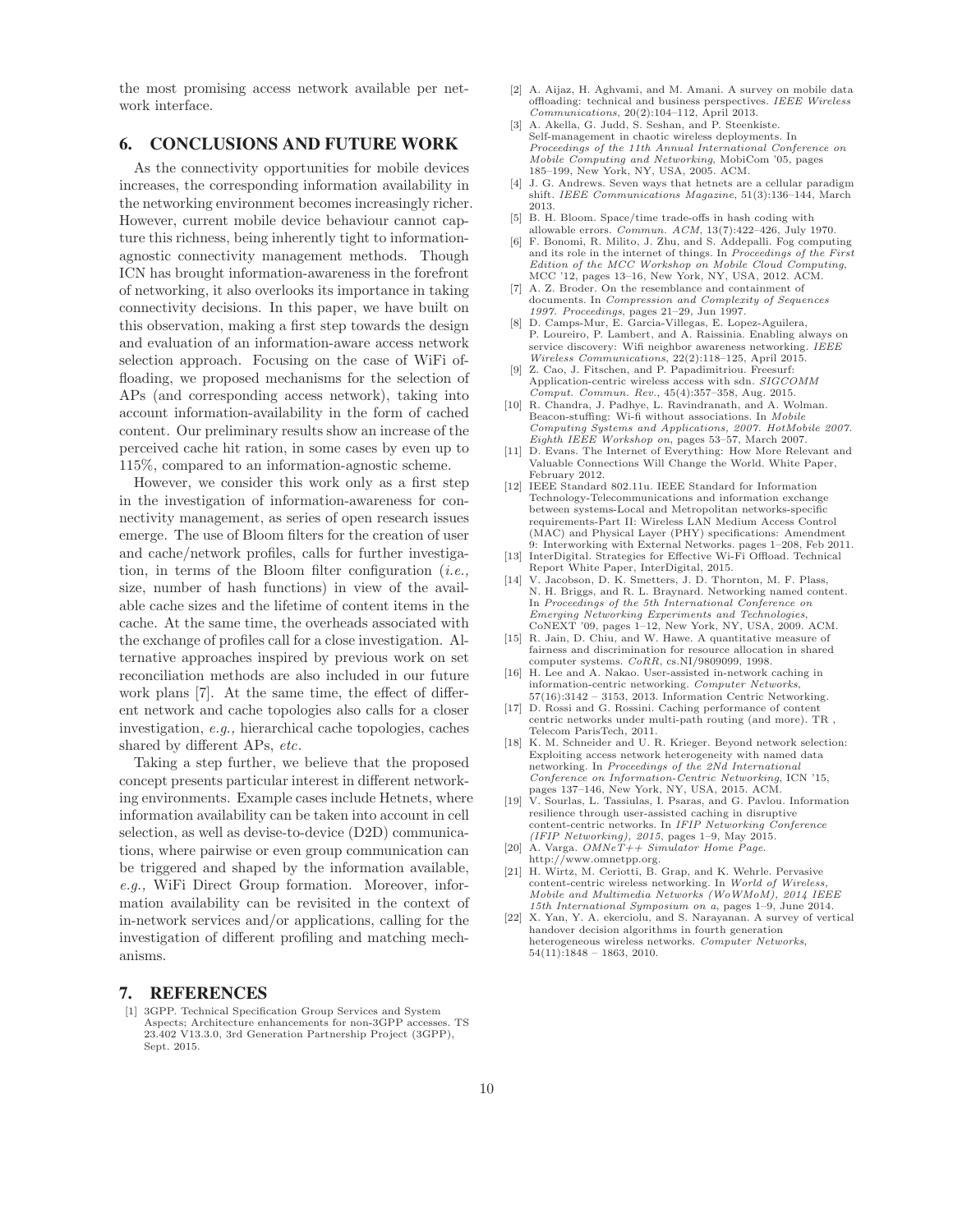the most promising access network available per network interface.

## 6. CONCLUSIONS AND FUTURE WORK

As the connectivity opportunities for mobile devices increases, the corresponding information availability in the networking environment becomes increasingly richer. However, current mobile device behaviour cannot capture this richness, being inherently tight to information-agnostic connectivity management methods. Though ICN has brought information-awareness in the forefront of networking, it also overlooks its importance in taking connectivity decisions. In this paper, we have built on this observation, making a first step towards the design and evaluation of an information-aware access network selection approach. Focusing on the case of WiFi offloading, we proposed mechanisms for the selection of APs (and corresponding access network), taking into account information-availability in the form of cached content. Our preliminary results show an increase of the perceived cache hit ration, in some cases by even up to 115%, compared to an information-agnostic scheme.

However, we consider this work only as a first step in the investigation of information-awareness for connectivity management, as series of open research issues emerge. The use of Bloom filters for the creation of user and cache/network profiles, calls for further investigation, in terms of the Bloom filter configuration (*i.e.,* size, number of hash functions) in view of the available cache sizes and the lifetime of content items in the cache. At the same time, the overheads associated with the exchange of profiles call for a close investigation. Alternative approaches inspired by previous work on set reconciliation methods are also included in our future work plans [7]. At the same time, the effect of different network and cache topologies also calls for a closer investigation, *e.g.,* hierarchical cache topologies, caches shared by different APs, *etc.*

Taking a step further, we believe that the proposed concept presents particular interest in different networking environments. Example cases include Hetnets, where information availability can be taken into account in cell selection, as well as devise-to-device (D2D) communications, where pairwise or even group communication can be triggered and shaped by the information available, *e.g.,* WiFi Direct Group formation. Moreover, information availability can be revisited in the context of in-network services and/or applications, calling for the investigation of different profiling and matching mechanisms.

## 7. REFERENCES

[1] 3GPP. Technical Specification Group Services and System Aspects; Architecture enhancements for non-3GPP accesses. TS 23.402 V13.3.0, 3rd Generation Partnership Project (3GPP), Sept. 2015.

[2] A. Aijaz, H. Aghvami, and M. Amani. A survey on mobile data offloading: technical and business perspectives. *IEEE Wireless Communications*, 20(2):104–112, April 2013.

[3] A. Akella, G. Judd, S. Seshan, and P. Steenkiste. Self-management in chaotic wireless deployments. In *Proceedings of the 11th Annual International Conference on Mobile Computing and Networking*, MobiCom '05, pages 185–199, New York, NY, USA, 2005. ACM.

[4] J. G. Andrews. Seven ways that hetnets are a cellular paradigm shift. *IEEE Communications Magazine*, 51(3):136–144, March 2013.

[5] B. H. Bloom. Space/time trade-offs in hash coding with allowable errors. *Commun. ACM*, 13(7):422–426, July 1970.

[6] F. Bonomi, R. Milito, J. Zhu, and S. Addepalli. Fog computing and its role in the internet of things. In *Proceedings of the First Edition of the MCC Workshop on Mobile Cloud Computing*, MCC '12, pages 13–16, New York, NY, USA, 2012. ACM.

[7] A. Z. Broder. On the resemblance and containment of documents. In *Compression and Complexity of Sequences 1997. Proceedings*, pages 21–29, Jun 1997.

[8] D. Camps-Mur, E. Garcia-Villegas, E. Lopez-Aguilera, P. Loureiro, P. Lambert, and A. Raissinia. Enabling always on service discovery: Wifi neighbor awareness networking. *IEEE Wireless Communications*, 22(2):118–125, April 2015.

[9] Z. Cao, J. Fitschen, and P. Papadimitriou. Freesurf: Application-centric wireless access with sdn. *SIGCOMM Comput. Commun. Rev.*, 45(4):357–358, Aug. 2015.

[10] R. Chandra, J. Padhye, L. Ravindranath, and A. Wolman. Beacon-stuffing: Wi-fi without associations. In *Mobile Computing Systems and Applications, 2007. HotMobile 2007. Eighth IEEE Workshop on*, pages 53–57, March 2007.

[11] D. Evans. The Internet of Everything: How More Relevant and Valuable Connections Will Change the World. White Paper, February 2012.

[12] IEEE Standard 802.11u. IEEE Standard for Information Technology-Telecommunications and information exchange between systems-Local and Metropolitan networks-specific requirements-Part II: Wireless LAN Medium Access Control (MAC) and Physical Layer (PHY) specifications: Amendment 9: Interworking with External Networks. pages 1–208, Feb 2011.

[13] InterDigital. Strategies for Effective Wi-Fi Offload. Technical Report White Paper, InterDigital, 2015.

[14] V. Jacobson, D. K. Smetters, J. D. Thornton, M. F. Plass, N. H. Briggs, and R. L. Braynard. Networking named content. In *Proceedings of the 5th International Conference on Emerging Networking Experiments and Technologies*, CoNEXT '09, pages 1–12, New York, NY, USA, 2009. ACM.

[15] R. Jain, D. Chiu, and W. Hawe. A quantitative measure of fairness and discrimination for resource allocation in shared computer systems. *CoRR*, cs.NI/9809099, 1998.

[16] H. Lee and A. Nakao. User-assisted in-network caching in information-centric networking. *Computer Networks*, 57(16):3142 – 3153, 2013. Information Centric Networking.

[17] D. Rossi and G. Rossini. Caching performance of content centric networks under multi-path routing (and more). TR , Telecom ParisTech, 2011.

[18] K. M. Schneider and U. R. Krieger. Beyond network selection: Exploiting access network heterogeneity with named data networking. In *Proceedings of the 2Nd International Conference on Information-Centric Networking*, ICN '15, pages 137–146, New York, NY, USA, 2015. ACM.

[19] V. Sourlas, L. Tassiulas, I. Psaras, and G. Pavlou. Information resilience through user-assisted caching in disruptive content-centric networks. In *IFIP Networking Conference (IFIP Networking), 2015*, pages 1–9, May 2015.

[20] A. Varga. *OMNeT++ Simulator Home Page*. http://www.omnetpp.org.

[21] H. Wirtz, M. Ceriotti, B. Grap, and K. Wehrle. Pervasive content-centric wireless networking. In *World of Wireless, Mobile and Multimedia Networks (WoWMoM), 2014 IEEE 15th International Symposium on a*, pages 1–9, June 2014.

[22] X. Yan, Y. A. ekerciolu, and S. Narayanan. A survey of vertical handover decision algorithms in fourth generation heterogeneous wireless networks. *Computer Networks*, 54(11):1848 – 1863, 2010.